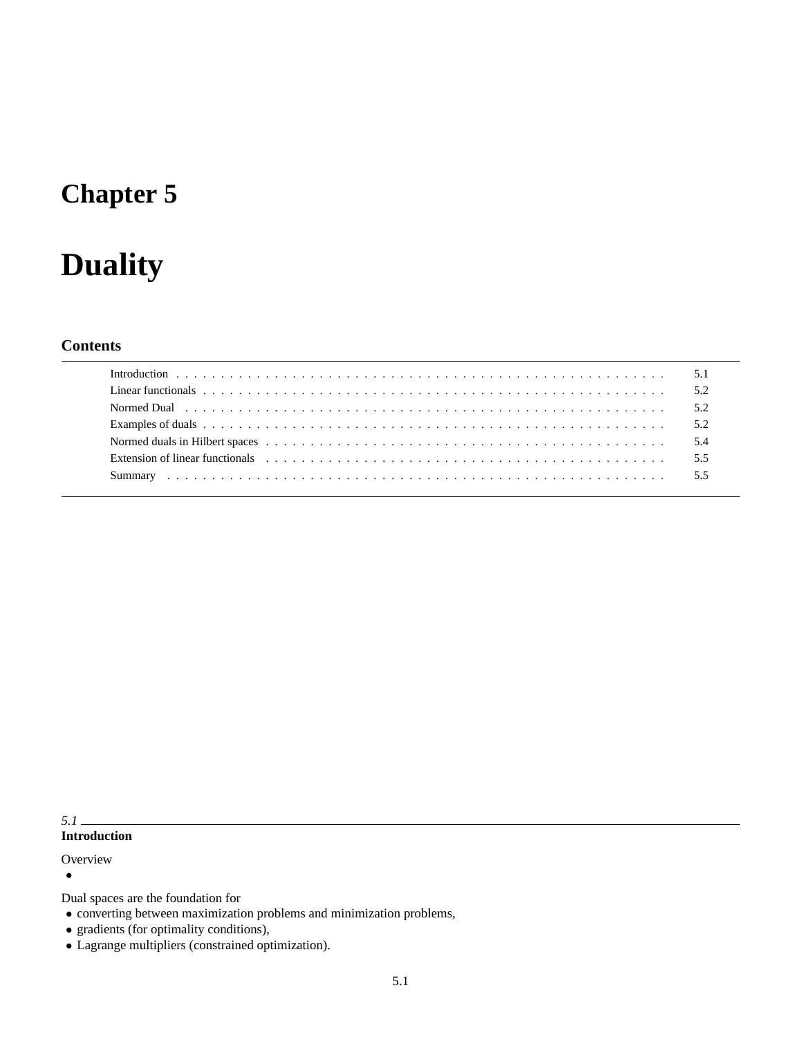# Chapter 5

# Duality

### Contents

| | |
|---|---|
| Introduction | 5.1 |
| Linear functionals | 5.2 |
| Normed Dual | 5.2 |
| Examples of duals | 5.2 |
| Normed duals in Hilbert spaces | 5.4 |
| Extension of linear functionals | 5.5 |
| Summary | 5.5 |

*5.1*

**Introduction**

Overview

- 

Dual spaces are the foundation for

- converting between maximization problems and minimization problems,
- gradients (for optimality conditions),
- Lagrange multipliers (constrained optimization).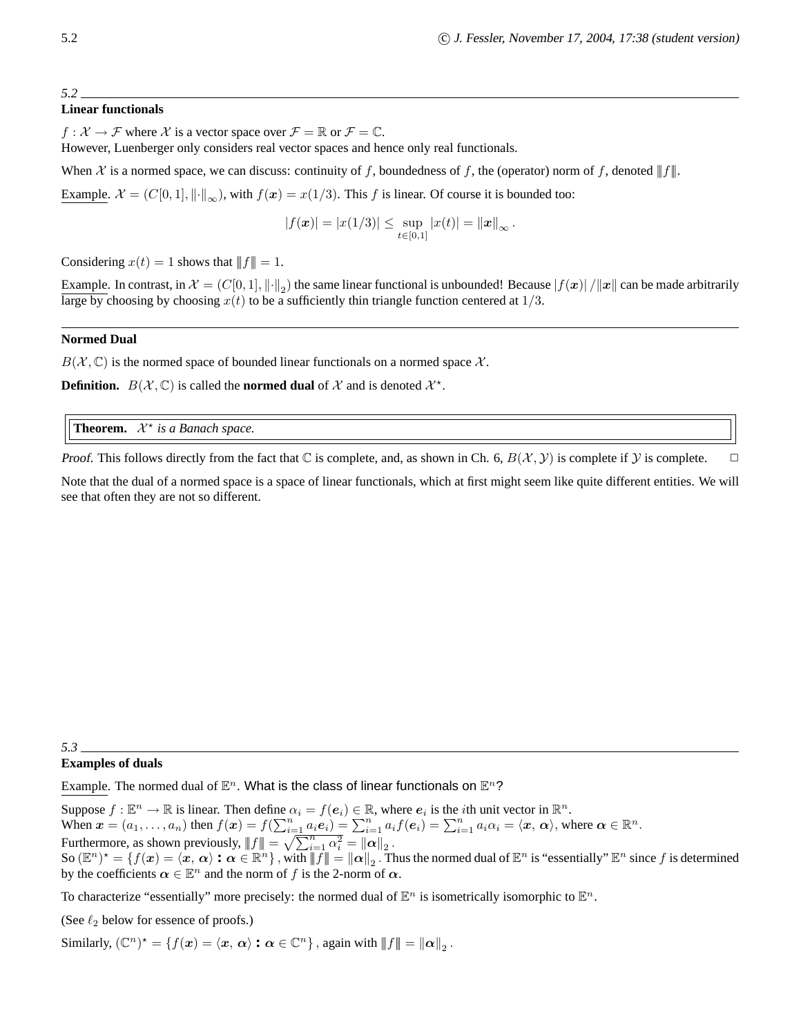5.2

**Linear functionals**

$f : \mathcal{X} \to \mathcal{F}$ where $\mathcal{X}$ is a vector space over $\mathcal{F} = \mathbb{R}$ or $\mathcal{F} = \mathbb{C}$.
However, Luenberger only considers real vector spaces and hence only real functionals.

When $\mathcal{X}$ is a normed space, we can discuss: continuity of $f$, boundedness of $f$, the (operator) norm of $f$, denoted $|||f|||$.

Example. $\mathcal{X} = (C[0,1], \|\cdot\|_\infty)$, with $f(\boldsymbol{x}) = x(1/3)$. This $f$ is linear. Of course it is bounded too:

$$|f(\boldsymbol{x})| = |x(1/3)| \le \sup_{t \in [0,1]} |x(t)| = \|\boldsymbol{x}\|_\infty .$$

Considering $x(t) = 1$ shows that $|||f||| = 1$.

Example. In contrast, in $\mathcal{X} = (C[0,1], \|\cdot\|_2)$ the same linear functional is unbounded! Because $|f(\boldsymbol{x})| / \|\boldsymbol{x}\|$ can be made arbitrarily large by choosing by choosing $x(t)$ to be a sufficiently thin triangle function centered at $1/3$.

**Normed Dual**

$B(\mathcal{X}, \mathbb{C})$ is the normed space of bounded linear functionals on a normed space $\mathcal{X}$.

**Definition.** $B(\mathcal{X}, \mathbb{C})$ is called the **normed dual** of $\mathcal{X}$ and is denoted $\mathcal{X}^\star$.

**Theorem.** *$\mathcal{X}^\star$ is a Banach space.*

*Proof.* This follows directly from the fact that $\mathbb{C}$ is complete, and, as shown in Ch. 6, $B(\mathcal{X}, \mathcal{Y})$ is complete if $\mathcal{Y}$ is complete. □

Note that the dual of a normed space is a space of linear functionals, which at first might seem like quite different entities. We will see that often they are not so different.

5.3

**Examples of duals**

Example. The normed dual of $\mathbb{E}^n$. What is the class of linear functionals on $\mathbb{E}^n$?

Suppose $f : \mathbb{E}^n \to \mathbb{R}$ is linear. Then define $\alpha_i = f(\boldsymbol{e}_i) \in \mathbb{R}$, where $\boldsymbol{e}_i$ is the $i$th unit vector in $\mathbb{R}^n$.
When $\boldsymbol{x} = (a_1, \ldots, a_n)$ then $f(\boldsymbol{x}) = f(\sum_{i=1}^n a_i \boldsymbol{e}_i) = \sum_{i=1}^n a_i f(\boldsymbol{e}_i) = \sum_{i=1}^n a_i \alpha_i = \langle \boldsymbol{x}, \boldsymbol{\alpha} \rangle$, where $\boldsymbol{\alpha} \in \mathbb{R}^n$.
Furthermore, as shown previously, $|||f||| = \sqrt{\sum_{i=1}^n \alpha_i^2} = \|\boldsymbol{\alpha}\|_2$.
So $(\mathbb{E}^n)^\star = \{f(\boldsymbol{x}) = \langle \boldsymbol{x}, \boldsymbol{\alpha} \rangle : \boldsymbol{\alpha} \in \mathbb{R}^n\}$, with $|||f||| = \|\boldsymbol{\alpha}\|_2$. Thus the normed dual of $\mathbb{E}^n$ is "essentially" $\mathbb{E}^n$ since $f$ is determined by the coefficients $\boldsymbol{\alpha} \in \mathbb{E}^n$ and the norm of $f$ is the 2-norm of $\boldsymbol{\alpha}$.

To characterize "essentially" more precisely: the normed dual of $\mathbb{E}^n$ is isometrically isomorphic to $\mathbb{E}^n$.

(See $\ell_2$ below for essence of proofs.)

Similarly, $(\mathbb{C}^n)^\star = \{f(\boldsymbol{x}) = \langle \boldsymbol{x}, \boldsymbol{\alpha} \rangle : \boldsymbol{\alpha} \in \mathbb{C}^n\}$, again with $|||f||| = \|\boldsymbol{\alpha}\|_2$.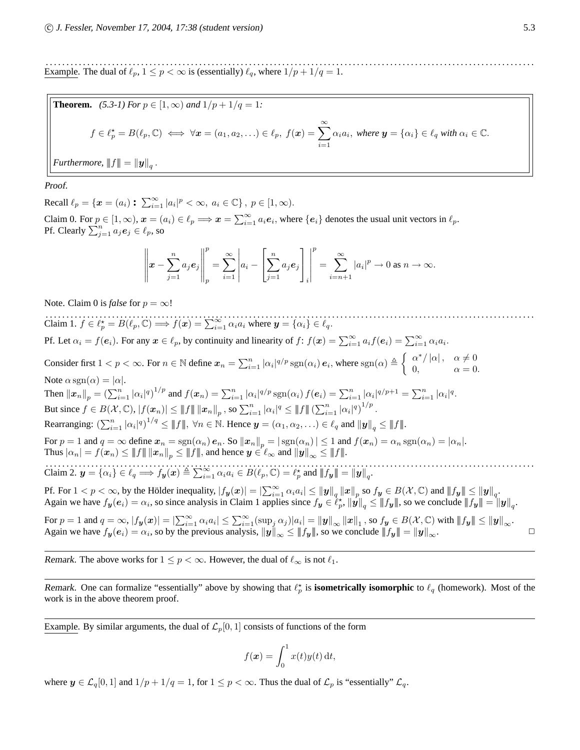Example. The dual of $\ell_p$, $1 \le p < \infty$ is (essentially) $\ell_q$, where $1/p + 1/q = 1$.

**Theorem.** *(5.3-1) For $p \in [1, \infty)$ and $1/p + 1/q = 1$:*

$$f \in \ell_p^\star = B(\ell_p, \mathbb{C}) \iff \forall \boldsymbol{x} = (a_1, a_2, \ldots) \in \ell_p,\ f(\boldsymbol{x}) = \sum_{i=1}^{\infty} \alpha_i a_i, \text{ where } \boldsymbol{y} = \{\alpha_i\} \in \ell_q \text{ with } \alpha_i \in \mathbb{C}.$$

*Furthermore, $|||f||| = \|\boldsymbol{y}\|_q$.*

*Proof.*

Recall $\ell_p = \{\boldsymbol{x} = (a_i) : \sum_{i=1}^{\infty} |a_i|^p < \infty,\ a_i \in \mathbb{C}\},\ p \in [1, \infty)$.

Claim 0. For $p \in [1, \infty)$, $\boldsymbol{x} = (a_i) \in \ell_p \Longrightarrow \boldsymbol{x} = \sum_{i=1}^{\infty} a_i \boldsymbol{e}_i$, where $\{\boldsymbol{e}_i\}$ denotes the usual unit vectors in $\ell_p$.
Pf. Clearly $\sum_{j=1}^{n} a_j \boldsymbol{e}_j \in \ell_p$, so

$$\left\| \boldsymbol{x} - \sum_{j=1}^{n} a_j \boldsymbol{e}_j \right\|_p^p = \sum_{i=1}^{\infty} \left| a_i - \left[ \sum_{j=1}^{n} a_j \boldsymbol{e}_j \right]_i \right|^p = \sum_{i=n+1}^{\infty} |a_i|^p \to 0 \text{ as } n \to \infty.$$

Note. Claim 0 is *false* for $p = \infty$!

Claim 1. $f \in \ell_p^\star = B(\ell_p, \mathbb{C}) \Longrightarrow f(\boldsymbol{x}) = \sum_{i=1}^{\infty} \alpha_i a_i$ where $\boldsymbol{y} = \{\alpha_i\} \in \ell_q$.

Pf. Let $\alpha_i = f(\boldsymbol{e}_i)$. For any $\boldsymbol{x} \in \ell_p$, by continuity and linearity of $f$: $f(\boldsymbol{x}) = \sum_{i=1}^{\infty} a_i f(\boldsymbol{e}_i) = \sum_{i=1}^{\infty} \alpha_i a_i$.

Consider first $1 < p < \infty$. For $n \in \mathbb{N}$ define $\boldsymbol{x}_n = \sum_{i=1}^{n} |\alpha_i|^{q/p} \operatorname{sgn}(\alpha_i)\, \boldsymbol{e}_i$, where $\operatorname{sgn}(\alpha) \triangleq \begin{cases} \alpha^* / |\alpha|, & \alpha \ne 0 \\ 0, & \alpha = 0. \end{cases}$
Note $\alpha \operatorname{sgn}(\alpha) = |\alpha|$.
Then $\|\boldsymbol{x}_n\|_p = \left(\sum_{i=1}^{n} |\alpha_i|^q\right)^{1/p}$ and $f(\boldsymbol{x}_n) = \sum_{i=1}^{n} |\alpha_i|^{q/p} \operatorname{sgn}(\alpha_i)\, f(\boldsymbol{e}_i) = \sum_{i=1}^{n} |\alpha_i|^{q/p+1} = \sum_{i=1}^{n} |\alpha_i|^q$.
But since $f \in B(\mathcal{X}, \mathbb{C})$, $|f(\boldsymbol{x}_n)| \le |||f|||\, \|\boldsymbol{x}_n\|_p$, so $\sum_{i=1}^{n} |\alpha_i|^q \le |||f||| \left(\sum_{i=1}^{n} |\alpha_i|^q\right)^{1/p}$.
Rearranging: $\left(\sum_{i=1}^{n} |\alpha_i|^q\right)^{1/q} \le |||f|||,\ \forall n \in \mathbb{N}$. Hence $\boldsymbol{y} = (\alpha_1, \alpha_2, \ldots) \in \ell_q$ and $\|\boldsymbol{y}\|_q \le |||f|||$.

For $p = 1$ and $q = \infty$ define $\boldsymbol{x}_n = \operatorname{sgn}(\alpha_n)\, \boldsymbol{e}_n$. So $\|\boldsymbol{x}_n\|_p = |\operatorname{sgn}(\alpha_n)| \le 1$ and $f(\boldsymbol{x}_n) = \alpha_n \operatorname{sgn}(\alpha_n) = |\alpha_n|$.
Thus $|\alpha_n| = f(\boldsymbol{x}_n) \le |||f|||\, \|\boldsymbol{x}_n\|_p \le |||f|||$, and hence $\boldsymbol{y} \in \ell_\infty$ and $\|\boldsymbol{y}\|_\infty \le |||f|||$.

Claim 2. $\boldsymbol{y} = \{\alpha_i\} \in \ell_q \Longrightarrow f_{\boldsymbol{y}}(\boldsymbol{x}) \triangleq \sum_{i=1}^{\infty} \alpha_i a_i \in B(\ell_p, \mathbb{C}) = \ell_p^\star$ and $|||f_{\boldsymbol{y}}||| = \|\boldsymbol{y}\|_q$.

Pf. For $1 < p < \infty$, by the Hölder inequality, $|f_{\boldsymbol{y}}(\boldsymbol{x})| = \left|\sum_{i=1}^{\infty} \alpha_i a_i\right| \le \|\boldsymbol{y}\|_q \|\boldsymbol{x}\|_p$ so $f_{\boldsymbol{y}} \in B(\mathcal{X}, \mathbb{C})$ and $|||f_{\boldsymbol{y}}||| \le \|\boldsymbol{y}\|_q$.
Again we have $f_{\boldsymbol{y}}(\boldsymbol{e}_i) = \alpha_i$, so since analysis in Claim 1 applies since $f_{\boldsymbol{y}} \in \ell_p^\star$, $\|\boldsymbol{y}\|_q \le |||f_{\boldsymbol{y}}|||$, so we conclude $|||f_{\boldsymbol{y}}||| = \|\boldsymbol{y}\|_q$.

For $p = 1$ and $q = \infty$, $|f_{\boldsymbol{y}}(\boldsymbol{x})| = \left|\sum_{i=1}^{\infty} \alpha_i a_i\right| \le \sum_{i=1}^{\infty} (\sup_j \alpha_j)|a_i| = \|\boldsymbol{y}\|_\infty \|\boldsymbol{x}\|_1$, so $f_{\boldsymbol{y}} \in B(\mathcal{X}, \mathbb{C})$ with $|||f_{\boldsymbol{y}}||| \le \|\boldsymbol{y}\|_\infty$.
Again we have $f_{\boldsymbol{y}}(\boldsymbol{e}_i) = \alpha_i$, so by the previous analysis, $\|\boldsymbol{y}\|_\infty \le |||f_{\boldsymbol{y}}|||$, so we conclude $|||f_{\boldsymbol{y}}||| = \|\boldsymbol{y}\|_\infty$. □

---

*Remark.* The above works for $1 \le p < \infty$. However, the dual of $\ell_\infty$ is not $\ell_1$.

---

*Remark.* One can formalize "essentially" above by showing that $\ell_p^\star$ is **isometrically isomorphic** to $\ell_q$ (homework). Most of the work is in the above theorem proof.

---

Example. By similar arguments, the dual of $\mathcal{L}_p[0, 1]$ consists of functions of the form

$$f(\boldsymbol{x}) = \int_0^1 x(t) y(t)\, \mathrm{d}t,$$

where $\boldsymbol{y} \in \mathcal{L}_q[0, 1]$ and $1/p + 1/q = 1$, for $1 \le p < \infty$. Thus the dual of $\mathcal{L}_p$ is "essentially" $\mathcal{L}_q$.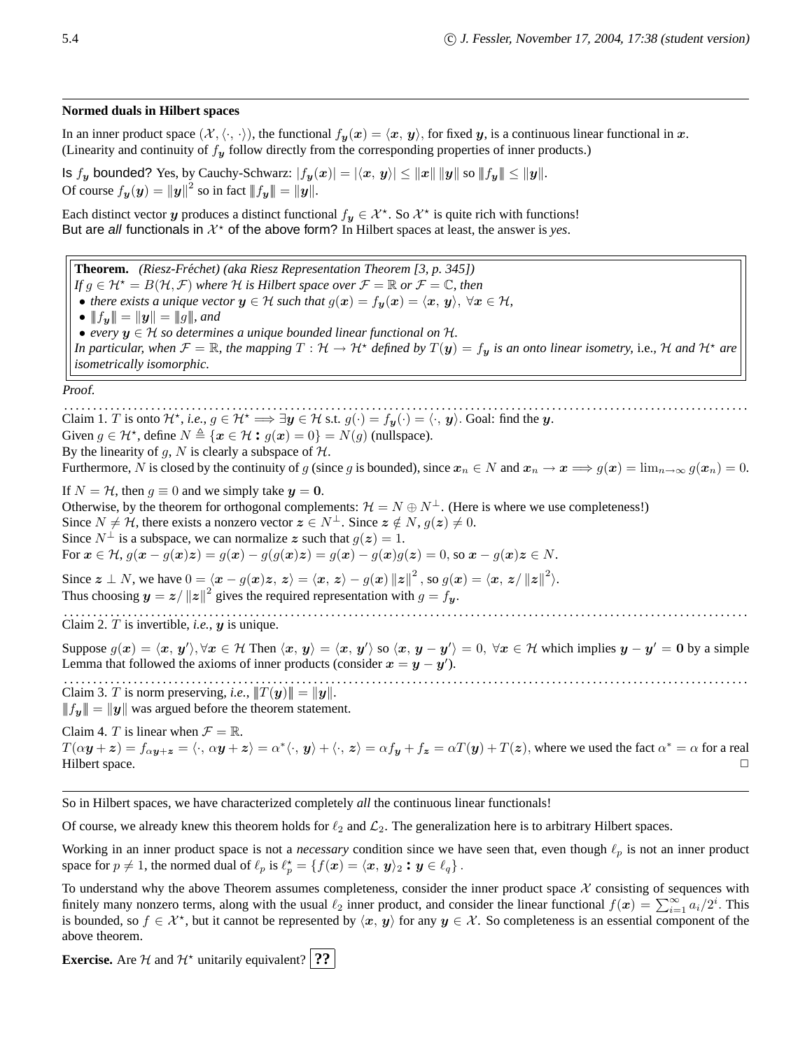**Normed duals in Hilbert spaces**

In an inner product space $(\mathcal{X}, \langle \cdot, \cdot \rangle)$, the functional $f_{\boldsymbol{y}}(\boldsymbol{x}) = \langle \boldsymbol{x}, \boldsymbol{y} \rangle$, for fixed $\boldsymbol{y}$, is a continuous linear functional in $\boldsymbol{x}$.
(Linearity and continuity of $f_{\boldsymbol{y}}$ follow directly from the corresponding properties of inner products.)

Is $f_{\boldsymbol{y}}$ bounded? Yes, by Cauchy-Schwarz: $|f_{\boldsymbol{y}}(\boldsymbol{x})| = |\langle \boldsymbol{x}, \boldsymbol{y} \rangle| \le \|\boldsymbol{x}\| \, \|\boldsymbol{y}\|$ so $\|\!|f_{\boldsymbol{y}}|\!\| \le \|\boldsymbol{y}\|$.
Of course $f_{\boldsymbol{y}}(\boldsymbol{y}) = \|\boldsymbol{y}\|^2$ so in fact $\|\!|f_{\boldsymbol{y}}|\!\| = \|\boldsymbol{y}\|$.

Each distinct vector $\boldsymbol{y}$ produces a distinct functional $f_{\boldsymbol{y}} \in \mathcal{X}^\star$. So $\mathcal{X}^\star$ is quite rich with functions!
But are *all* functionals in $\mathcal{X}^\star$ of the above form? In Hilbert spaces at least, the answer is *yes*.

> **Theorem.** *(Riesz-Fréchet) (aka Riesz Representation Theorem [3, p. 345])*
> *If $g \in \mathcal{H}^\star = B(\mathcal{H}, \mathcal{F})$ where $\mathcal{H}$ is Hilbert space over $\mathcal{F} = \mathbb{R}$ or $\mathcal{F} = \mathbb{C}$, then*
> - *there exists a unique vector $\boldsymbol{y} \in \mathcal{H}$ such that $g(\boldsymbol{x}) = f_{\boldsymbol{y}}(\boldsymbol{x}) = \langle \boldsymbol{x}, \boldsymbol{y} \rangle, \ \forall \boldsymbol{x} \in \mathcal{H}$,*
> - *$\|\!|f_{\boldsymbol{y}}|\!\| = \|\boldsymbol{y}\| = \|\!|g|\!\|$, and*
> - *every $\boldsymbol{y} \in \mathcal{H}$ so determines a unique bounded linear functional on $\mathcal{H}$.*
>
> *In particular, when $\mathcal{F} = \mathbb{R}$, the mapping $T : \mathcal{H} \to \mathcal{H}^\star$ defined by $T(\boldsymbol{y}) = f_{\boldsymbol{y}}$ is an onto linear isometry,* i.e., *$\mathcal{H}$ and $\mathcal{H}^\star$ are isometrically isomorphic.*

*Proof.*

---

Claim 1. $T$ is onto $\mathcal{H}^\star$, *i.e.,* $g \in \mathcal{H}^\star \Longrightarrow \exists \boldsymbol{y} \in \mathcal{H}$ s.t. $g(\cdot) = f_{\boldsymbol{y}}(\cdot) = \langle \cdot, \boldsymbol{y} \rangle$. Goal: find the $\boldsymbol{y}$.
Given $g \in \mathcal{H}^\star$, define $N \triangleq \{\boldsymbol{x} \in \mathcal{H} : g(\boldsymbol{x}) = 0\} = N(g)$ (nullspace).
By the linearity of $g$, $N$ is clearly a subspace of $\mathcal{H}$.
Furthermore, $N$ is closed by the continuity of $g$ (since $g$ is bounded), since $\boldsymbol{x}_n \in N$ and $\boldsymbol{x}_n \to \boldsymbol{x} \Longrightarrow g(\boldsymbol{x}) = \lim_{n\to\infty} g(\boldsymbol{x}_n) = 0$.

If $N = \mathcal{H}$, then $g \equiv 0$ and we simply take $\boldsymbol{y} = \boldsymbol{0}$.
Otherwise, by the theorem for orthogonal complements: $\mathcal{H} = N \oplus N^\perp$. (Here is where we use completeness!)
Since $N \neq \mathcal{H}$, there exists a nonzero vector $\boldsymbol{z} \in N^\perp$. Since $\boldsymbol{z} \notin N$, $g(\boldsymbol{z}) \neq 0$.
Since $N^\perp$ is a subspace, we can normalize $\boldsymbol{z}$ such that $g(\boldsymbol{z}) = 1$.
For $\boldsymbol{x} \in \mathcal{H}$, $g(\boldsymbol{x} - g(\boldsymbol{x})\boldsymbol{z}) = g(\boldsymbol{x}) - g(g(\boldsymbol{x})\boldsymbol{z}) = g(\boldsymbol{x}) - g(\boldsymbol{x})g(\boldsymbol{z}) = 0$, so $\boldsymbol{x} - g(\boldsymbol{x})\boldsymbol{z} \in N$.

Since $\boldsymbol{z} \perp N$, we have $0 = \langle \boldsymbol{x} - g(\boldsymbol{x})\boldsymbol{z}, \boldsymbol{z} \rangle = \langle \boldsymbol{x}, \boldsymbol{z} \rangle - g(\boldsymbol{x}) \|\boldsymbol{z}\|^2$, so $g(\boldsymbol{x}) = \langle \boldsymbol{x}, \boldsymbol{z}/\|\boldsymbol{z}\|^2 \rangle$.
Thus choosing $\boldsymbol{y} = \boldsymbol{z}/\|\boldsymbol{z}\|^2$ gives the required representation with $g = f_{\boldsymbol{y}}$.

---

Claim 2. $T$ is invertible, *i.e.,* $\boldsymbol{y}$ is unique.

Suppose $g(\boldsymbol{x}) = \langle \boldsymbol{x}, \boldsymbol{y}' \rangle, \forall \boldsymbol{x} \in \mathcal{H}$ Then $\langle \boldsymbol{x}, \boldsymbol{y} \rangle = \langle \boldsymbol{x}, \boldsymbol{y}' \rangle$ so $\langle \boldsymbol{x}, \boldsymbol{y} - \boldsymbol{y}' \rangle = 0, \ \forall \boldsymbol{x} \in \mathcal{H}$ which implies $\boldsymbol{y} - \boldsymbol{y}' = \boldsymbol{0}$ by a simple Lemma that followed the axioms of inner products (consider $\boldsymbol{x} = \boldsymbol{y} - \boldsymbol{y}'$).

---

Claim 3. $T$ is norm preserving, *i.e.,* $\|\!|T(\boldsymbol{y})|\!\| = \|\boldsymbol{y}\|$.
$\|\!|f_{\boldsymbol{y}}|\!\| = \|\boldsymbol{y}\|$ was argued before the theorem statement.

Claim 4. $T$ is linear when $\mathcal{F} = \mathbb{R}$.
$T(\alpha\boldsymbol{y} + \boldsymbol{z}) = f_{\alpha\boldsymbol{y}+\boldsymbol{z}} = \langle \cdot, \alpha\boldsymbol{y} + \boldsymbol{z} \rangle = \alpha^* \langle \cdot, \boldsymbol{y} \rangle + \langle \cdot, \boldsymbol{z} \rangle = \alpha f_{\boldsymbol{y}} + f_{\boldsymbol{z}} = \alpha T(\boldsymbol{y}) + T(\boldsymbol{z})$, where we used the fact $\alpha^* = \alpha$ for a real Hilbert space. □

---

So in Hilbert spaces, we have characterized completely *all* the continuous linear functionals!

Of course, we already knew this theorem holds for $\ell_2$ and $\mathcal{L}_2$. The generalization here is to arbitrary Hilbert spaces.

Working in an inner product space is not a *necessary* condition since we have seen that, even though $\ell_p$ is not an inner product space for $p \neq 1$, the normed dual of $\ell_p$ is $\ell_p^\star = \{f(\boldsymbol{x}) = \langle \boldsymbol{x}, \boldsymbol{y} \rangle_2 : \boldsymbol{y} \in \ell_q\}$.

To understand why the above Theorem assumes completeness, consider the inner product space $\mathcal{X}$ consisting of sequences with finitely many nonzero terms, along with the usual $\ell_2$ inner product, and consider the linear functional $f(\boldsymbol{x}) = \sum_{i=1}^\infty a_i/2^i$. This is bounded, so $f \in \mathcal{X}^\star$, but it cannot be represented by $\langle \boldsymbol{x}, \boldsymbol{y} \rangle$ for any $\boldsymbol{y} \in \mathcal{X}$. So completeness is an essential component of the above theorem.

**Exercise.** Are $\mathcal{H}$ and $\mathcal{H}^\star$ unitarily equivalent? **??**